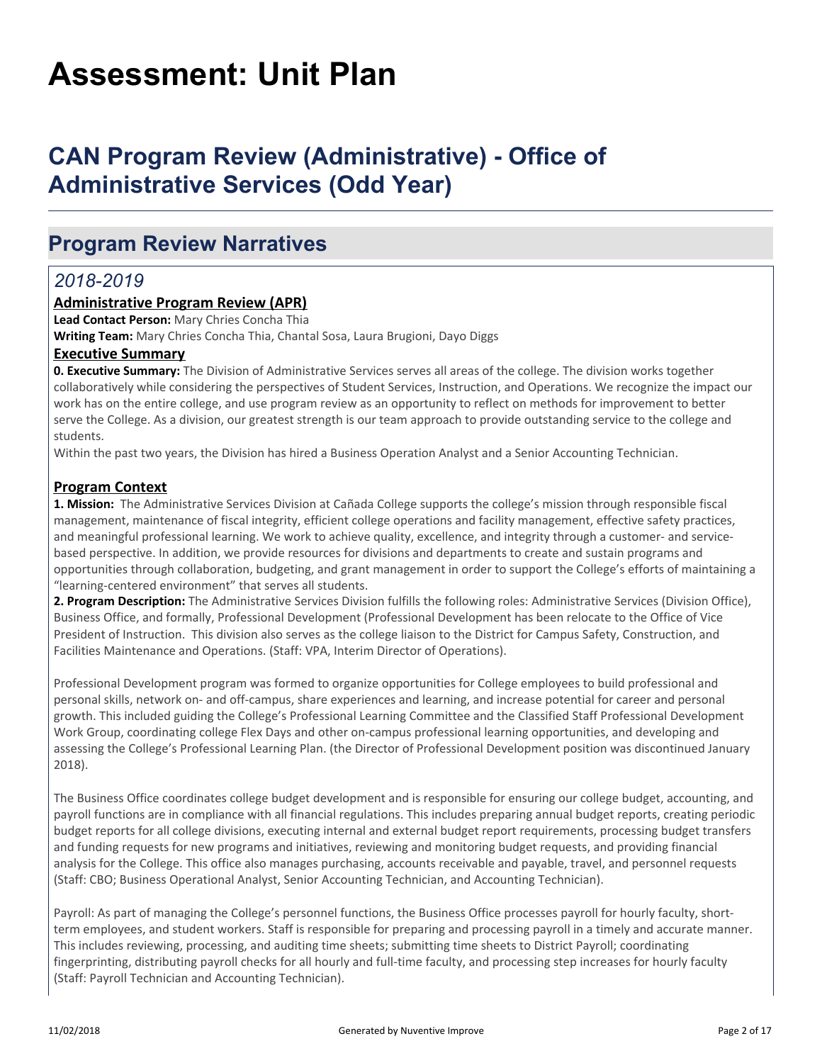# Assessment: Unit Plan

## CAN Program Review (Administrative) - Office of Administrative Services (Odd Year)

## Program Review Narratives

### *2018-2019*

**Administrative Program Review (APR)**

**Lead Contact Person:** Mary Chries Concha Thia

**Writing Team:** Mary Chries Concha Thia, Chantal Sosa, Laura Brugioni, Dayo Diggs

**Executive Summary**

**0. Executive Summary:** The Division of Administrative Services serves all areas of the college. The division works together collaboratively while considering the perspectives of Student Services, Instruction, and Operations. We recognize the impact our work has on the entire college, and use program review as an opportunity to reflect on methods for improvement to better serve the College. As a division, our greatest strength is our team approach to provide outstanding service to the college and students.

Within the past two years, the Division has hired a Business Operation Analyst and a Senior Accounting Technician.

**Program Context**

**1. Mission:** The Administrative Services Division at Cañada College supports the college's mission through responsible fiscal management, maintenance of fiscal integrity, efficient college operations and facility management, effective safety practices, and meaningful professional learning. We work to achieve quality, excellence, and integrity through a customer- and service-based perspective. In addition, we provide resources for divisions and departments to create and sustain programs and opportunities through collaboration, budgeting, and grant management in order to support the College's efforts of maintaining a "learning-centered environment" that serves all students.

**2. Program Description:** The Administrative Services Division fulfills the following roles: Administrative Services (Division Office), Business Office, and formally, Professional Development (Professional Development has been relocate to the Office of Vice President of Instruction. This division also serves as the college liaison to the District for Campus Safety, Construction, and Facilities Maintenance and Operations. (Staff: VPA, Interim Director of Operations).

Professional Development program was formed to organize opportunities for College employees to build professional and personal skills, network on- and off-campus, share experiences and learning, and increase potential for career and personal growth. This included guiding the College's Professional Learning Committee and the Classified Staff Professional Development Work Group, coordinating college Flex Days and other on-campus professional learning opportunities, and developing and assessing the College's Professional Learning Plan. (the Director of Professional Development position was discontinued January 2018).

The Business Office coordinates college budget development and is responsible for ensuring our college budget, accounting, and payroll functions are in compliance with all financial regulations. This includes preparing annual budget reports, creating periodic budget reports for all college divisions, executing internal and external budget report requirements, processing budget transfers and funding requests for new programs and initiatives, reviewing and monitoring budget requests, and providing financial analysis for the College. This office also manages purchasing, accounts receivable and payable, travel, and personnel requests (Staff: CBO; Business Operational Analyst, Senior Accounting Technician, and Accounting Technician).

Payroll: As part of managing the College's personnel functions, the Business Office processes payroll for hourly faculty, short-term employees, and student workers. Staff is responsible for preparing and processing payroll in a timely and accurate manner. This includes reviewing, processing, and auditing time sheets; submitting time sheets to District Payroll; coordinating fingerprinting, distributing payroll checks for all hourly and full-time faculty, and processing step increases for hourly faculty (Staff: Payroll Technician and Accounting Technician).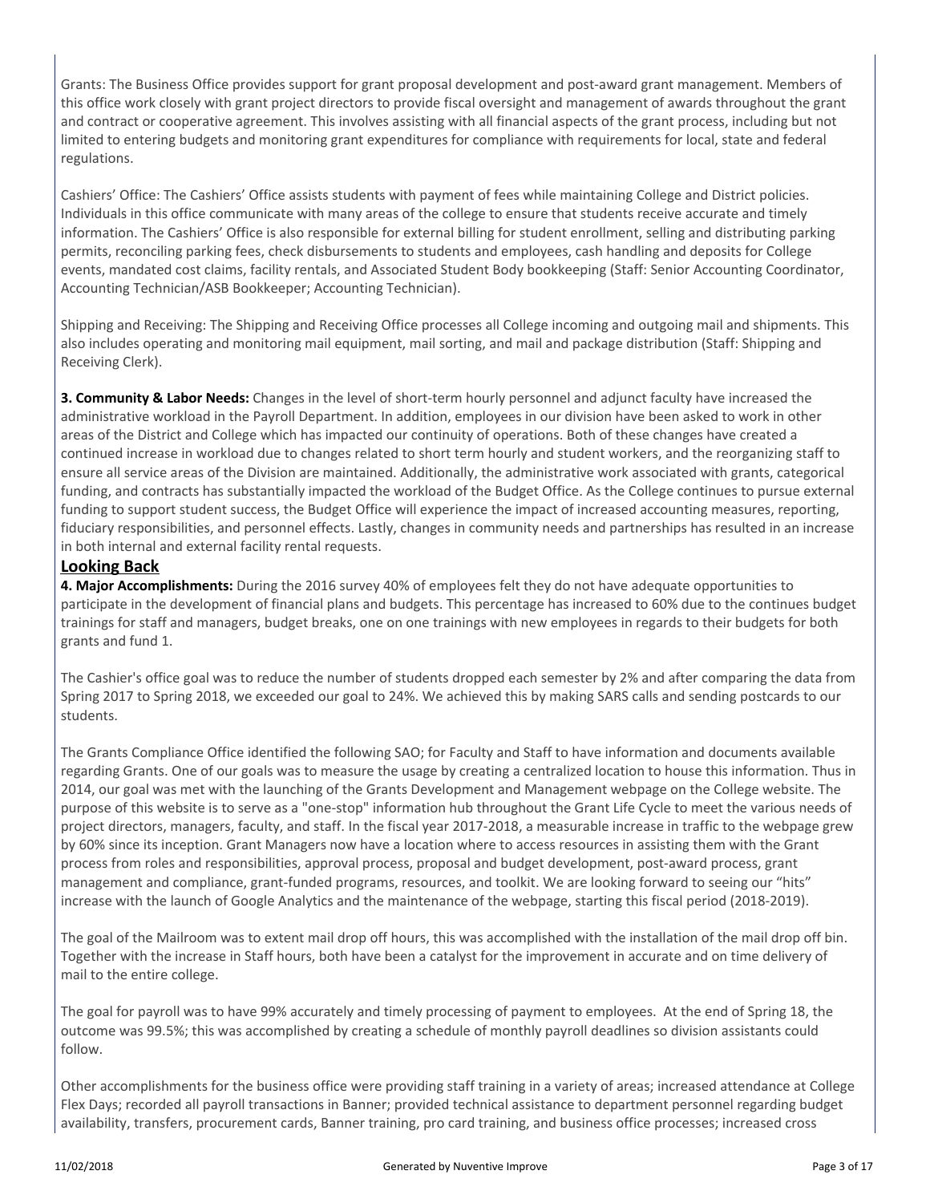Grants: The Business Office provides support for grant proposal development and post-award grant management. Members of this office work closely with grant project directors to provide fiscal oversight and management of awards throughout the grant and contract or cooperative agreement. This involves assisting with all financial aspects of the grant process, including but not limited to entering budgets and monitoring grant expenditures for compliance with requirements for local, state and federal regulations.

Cashiers' Office: The Cashiers' Office assists students with payment of fees while maintaining College and District policies. Individuals in this office communicate with many areas of the college to ensure that students receive accurate and timely information. The Cashiers' Office is also responsible for external billing for student enrollment, selling and distributing parking permits, reconciling parking fees, check disbursements to students and employees, cash handling and deposits for College events, mandated cost claims, facility rentals, and Associated Student Body bookkeeping (Staff: Senior Accounting Coordinator, Accounting Technician/ASB Bookkeeper; Accounting Technician).

Shipping and Receiving: The Shipping and Receiving Office processes all College incoming and outgoing mail and shipments. This also includes operating and monitoring mail equipment, mail sorting, and mail and package distribution (Staff: Shipping and Receiving Clerk).

**3. Community & Labor Needs:** Changes in the level of short-term hourly personnel and adjunct faculty have increased the administrative workload in the Payroll Department. In addition, employees in our division have been asked to work in other areas of the District and College which has impacted our continuity of operations. Both of these changes have created a continued increase in workload due to changes related to short term hourly and student workers, and the reorganizing staff to ensure all service areas of the Division are maintained. Additionally, the administrative work associated with grants, categorical funding, and contracts has substantially impacted the workload of the Budget Office. As the College continues to pursue external funding to support student success, the Budget Office will experience the impact of increased accounting measures, reporting, fiduciary responsibilities, and personnel effects. Lastly, changes in community needs and partnerships has resulted in an increase in both internal and external facility rental requests.

## Looking Back

**4. Major Accomplishments:** During the 2016 survey 40% of employees felt they do not have adequate opportunities to participate in the development of financial plans and budgets. This percentage has increased to 60% due to the continues budget trainings for staff and managers, budget breaks, one on one trainings with new employees in regards to their budgets for both grants and fund 1.

The Cashier's office goal was to reduce the number of students dropped each semester by 2% and after comparing the data from Spring 2017 to Spring 2018, we exceeded our goal to 24%. We achieved this by making SARS calls and sending postcards to our students.

The Grants Compliance Office identified the following SAO; for Faculty and Staff to have information and documents available regarding Grants. One of our goals was to measure the usage by creating a centralized location to house this information. Thus in 2014, our goal was met with the launching of the Grants Development and Management webpage on the College website. The purpose of this website is to serve as a "one-stop" information hub throughout the Grant Life Cycle to meet the various needs of project directors, managers, faculty, and staff. In the fiscal year 2017-2018, a measurable increase in traffic to the webpage grew by 60% since its inception. Grant Managers now have a location where to access resources in assisting them with the Grant process from roles and responsibilities, approval process, proposal and budget development, post-award process, grant management and compliance, grant-funded programs, resources, and toolkit. We are looking forward to seeing our "hits" increase with the launch of Google Analytics and the maintenance of the webpage, starting this fiscal period (2018-2019).

The goal of the Mailroom was to extent mail drop off hours, this was accomplished with the installation of the mail drop off bin. Together with the increase in Staff hours, both have been a catalyst for the improvement in accurate and on time delivery of mail to the entire college.

The goal for payroll was to have 99% accurately and timely processing of payment to employees. At the end of Spring 18, the outcome was 99.5%; this was accomplished by creating a schedule of monthly payroll deadlines so division assistants could follow.

Other accomplishments for the business office were providing staff training in a variety of areas; increased attendance at College Flex Days; recorded all payroll transactions in Banner; provided technical assistance to department personnel regarding budget availability, transfers, procurement cards, Banner training, pro card training, and business office processes; increased cross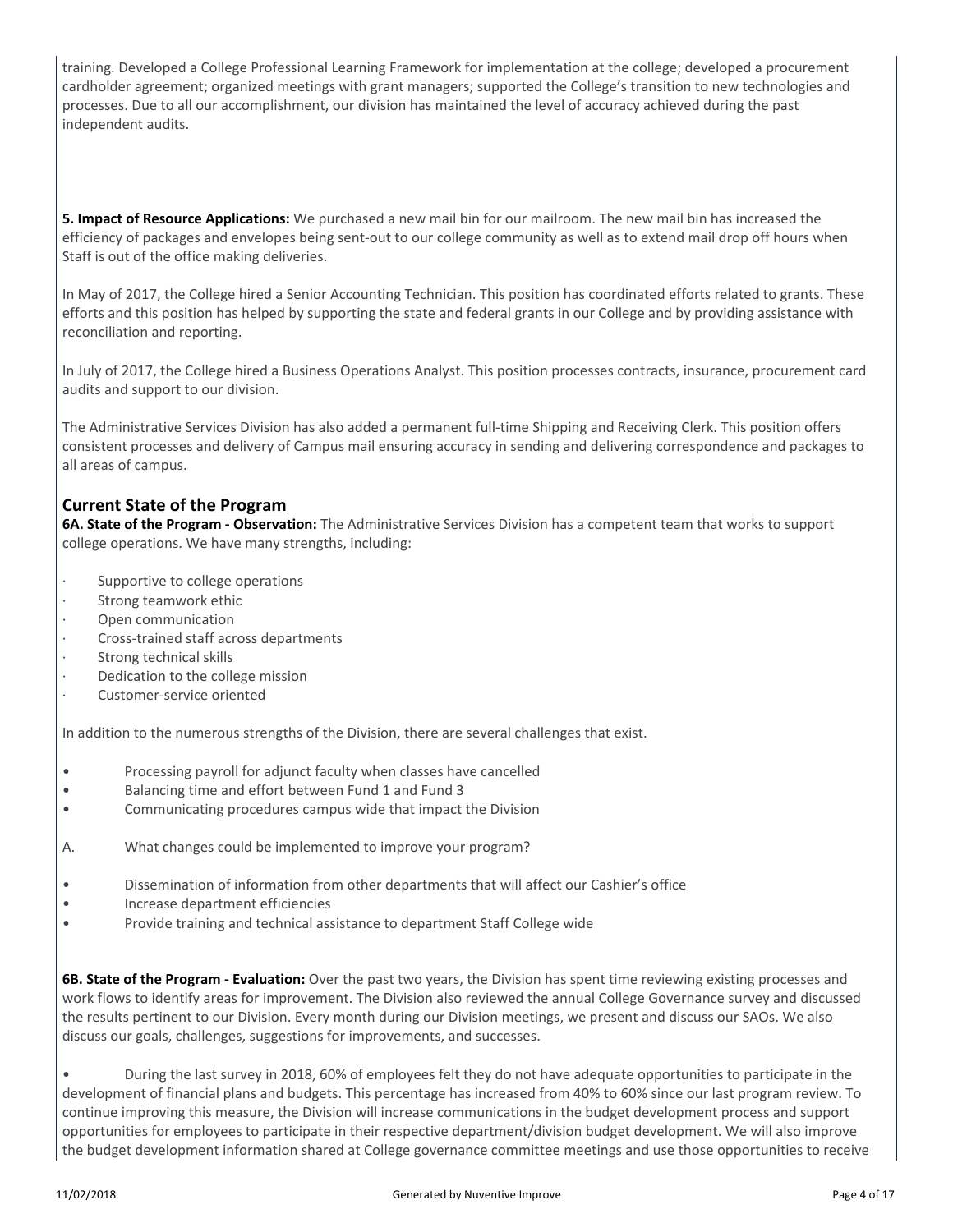training. Developed a College Professional Learning Framework for implementation at the college; developed a procurement cardholder agreement; organized meetings with grant managers; supported the College's transition to new technologies and processes. Due to all our accomplishment, our division has maintained the level of accuracy achieved during the past independent audits.

**5. Impact of Resource Applications:** We purchased a new mail bin for our mailroom. The new mail bin has increased the efficiency of packages and envelopes being sent-out to our college community as well as to extend mail drop off hours when Staff is out of the office making deliveries.

In May of 2017, the College hired a Senior Accounting Technician. This position has coordinated efforts related to grants. These efforts and this position has helped by supporting the state and federal grants in our College and by providing assistance with reconciliation and reporting.

In July of 2017, the College hired a Business Operations Analyst. This position processes contracts, insurance, procurement card audits and support to our division.

The Administrative Services Division has also added a permanent full-time Shipping and Receiving Clerk. This position offers consistent processes and delivery of Campus mail ensuring accuracy in sending and delivering correspondence and packages to all areas of campus.

## Current State of the Program

**6A. State of the Program - Observation:** The Administrative Services Division has a competent team that works to support college operations. We have many strengths, including:

- Supportive to college operations
- Strong teamwork ethic
- Open communication
- Cross-trained staff across departments
- Strong technical skills
- Dedication to the college mission
- Customer-service oriented

In addition to the numerous strengths of the Division, there are several challenges that exist.

- Processing payroll for adjunct faculty when classes have cancelled
- Balancing time and effort between Fund 1 and Fund 3
- Communicating procedures campus wide that impact the Division

A. What changes could be implemented to improve your program?

- Dissemination of information from other departments that will affect our Cashier's office
- Increase department efficiencies
- Provide training and technical assistance to department Staff College wide

**6B. State of the Program - Evaluation:** Over the past two years, the Division has spent time reviewing existing processes and work flows to identify areas for improvement. The Division also reviewed the annual College Governance survey and discussed the results pertinent to our Division. Every month during our Division meetings, we present and discuss our SAOs. We also discuss our goals, challenges, suggestions for improvements, and successes.

- During the last survey in 2018, 60% of employees felt they do not have adequate opportunities to participate in the development of financial plans and budgets. This percentage has increased from 40% to 60% since our last program review. To continue improving this measure, the Division will increase communications in the budget development process and support opportunities for employees to participate in their respective department/division budget development. We will also improve the budget development information shared at College governance committee meetings and use those opportunities to receive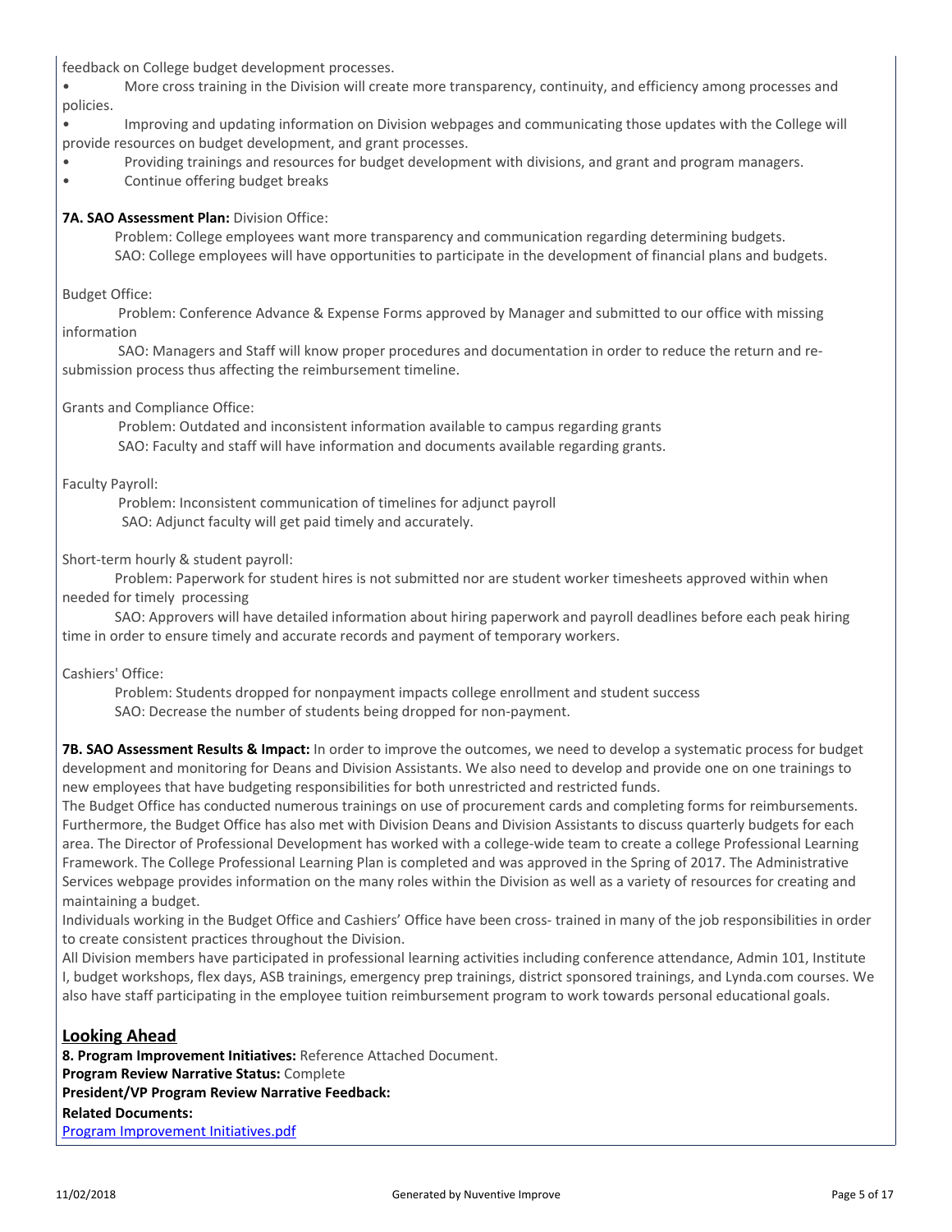feedback on College budget development processes.

- More cross training in the Division will create more transparency, continuity, and efficiency among processes and policies.
- Improving and updating information on Division webpages and communicating those updates with the College will provide resources on budget development, and grant processes.
- Providing trainings and resources for budget development with divisions, and grant and program managers.
- Continue offering budget breaks

**7A. SAO Assessment Plan:** Division Office:

Problem: College employees want more transparency and communication regarding determining budgets.
SAO: College employees will have opportunities to participate in the development of financial plans and budgets.

Budget Office:

Problem: Conference Advance & Expense Forms approved by Manager and submitted to our office with missing information
SAO: Managers and Staff will know proper procedures and documentation in order to reduce the return and re-submission process thus affecting the reimbursement timeline.

Grants and Compliance Office:

Problem: Outdated and inconsistent information available to campus regarding grants
SAO: Faculty and staff will have information and documents available regarding grants.

Faculty Payroll:

Problem: Inconsistent communication of timelines for adjunct payroll
SAO: Adjunct faculty will get paid timely and accurately.

Short-term hourly & student payroll:

Problem: Paperwork for student hires is not submitted nor are student worker timesheets approved within when needed for timely processing
SAO: Approvers will have detailed information about hiring paperwork and payroll deadlines before each peak hiring time in order to ensure timely and accurate records and payment of temporary workers.

Cashiers' Office:

Problem: Students dropped for nonpayment impacts college enrollment and student success
SAO: Decrease the number of students being dropped for non-payment.

**7B. SAO Assessment Results & Impact:** In order to improve the outcomes, we need to develop a systematic process for budget development and monitoring for Deans and Division Assistants. We also need to develop and provide one on one trainings to new employees that have budgeting responsibilities for both unrestricted and restricted funds.
The Budget Office has conducted numerous trainings on use of procurement cards and completing forms for reimbursements. Furthermore, the Budget Office has also met with Division Deans and Division Assistants to discuss quarterly budgets for each area. The Director of Professional Development has worked with a college-wide team to create a college Professional Learning Framework. The College Professional Learning Plan is completed and was approved in the Spring of 2017. The Administrative Services webpage provides information on the many roles within the Division as well as a variety of resources for creating and maintaining a budget.
Individuals working in the Budget Office and Cashiers' Office have been cross- trained in many of the job responsibilities in order to create consistent practices throughout the Division.
All Division members have participated in professional learning activities including conference attendance, Admin 101, Institute I, budget workshops, flex days, ASB trainings, emergency prep trainings, district sponsored trainings, and Lynda.com courses. We also have staff participating in the employee tuition reimbursement program to work towards personal educational goals.

## Looking Ahead

**8. Program Improvement Initiatives:** Reference Attached Document.
**Program Review Narrative Status:** Complete
**President/VP Program Review Narrative Feedback:**
**Related Documents:**
Program Improvement Initiatives.pdf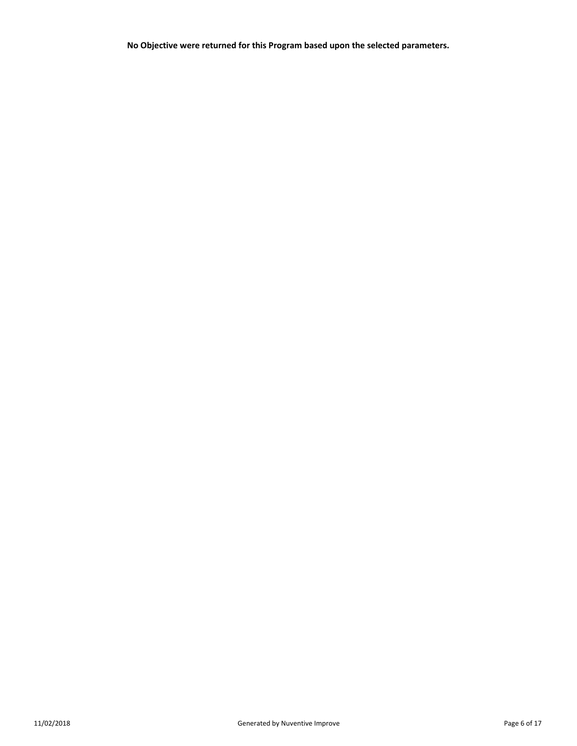**No Objective were returned for this Program based upon the selected parameters.**